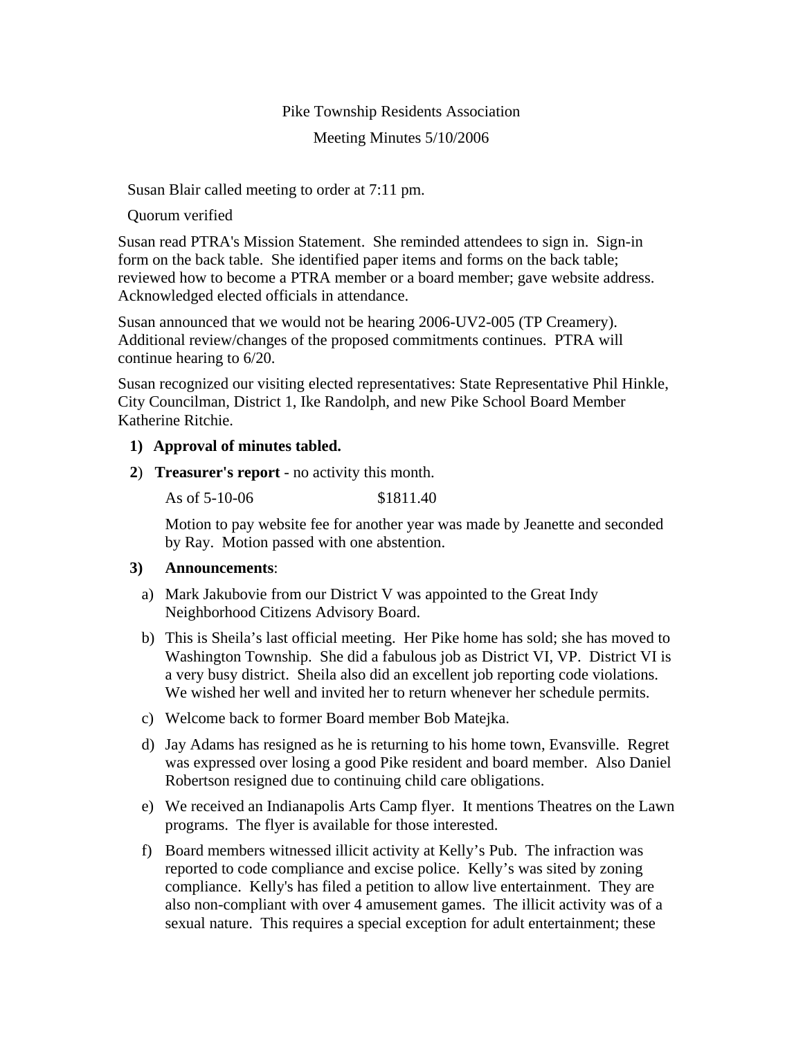Pike Township Residents Association

Meeting Minutes 5/10/2006

Susan Blair called meeting to order at 7:11 pm.

Quorum verified

Susan read PTRA's Mission Statement. She reminded attendees to sign in. Sign-in form on the back table. She identified paper items and forms on the back table; reviewed how to become a PTRA member or a board member; gave website address. Acknowledged elected officials in attendance.

Susan announced that we would not be hearing 2006-UV2-005 (TP Creamery). Additional review/changes of the proposed commitments continues. PTRA will continue hearing to 6/20.

Susan recognized our visiting elected representatives: State Representative Phil Hinkle, City Councilman, District 1, Ike Randolph, and new Pike School Board Member Katherine Ritchie.

1) **Approval of minutes tabled.**

2) **Treasurer's report** - no activity this month.

   As of 5-10-06 $1811.40

   Motion to pay website fee for another year was made by Jeanette and seconded by Ray. Motion passed with one abstention.

3) **Announcements**:

   a) Mark Jakubovie from our District V was appointed to the Great Indy Neighborhood Citizens Advisory Board.

   b) This is Sheila's last official meeting. Her Pike home has sold; she has moved to Washington Township. She did a fabulous job as District VI, VP. District VI is a very busy district. Sheila also did an excellent job reporting code violations. We wished her well and invited her to return whenever her schedule permits.

   c) Welcome back to former Board member Bob Matejka.

   d) Jay Adams has resigned as he is returning to his home town, Evansville. Regret was expressed over losing a good Pike resident and board member. Also Daniel Robertson resigned due to continuing child care obligations.

   e) We received an Indianapolis Arts Camp flyer. It mentions Theatres on the Lawn programs. The flyer is available for those interested.

   f) Board members witnessed illicit activity at Kelly's Pub. The infraction was reported to code compliance and excise police. Kelly's was sited by zoning compliance. Kelly's has filed a petition to allow live entertainment. They are also non-compliant with over 4 amusement games. The illicit activity was of a sexual nature. This requires a special exception for adult entertainment; these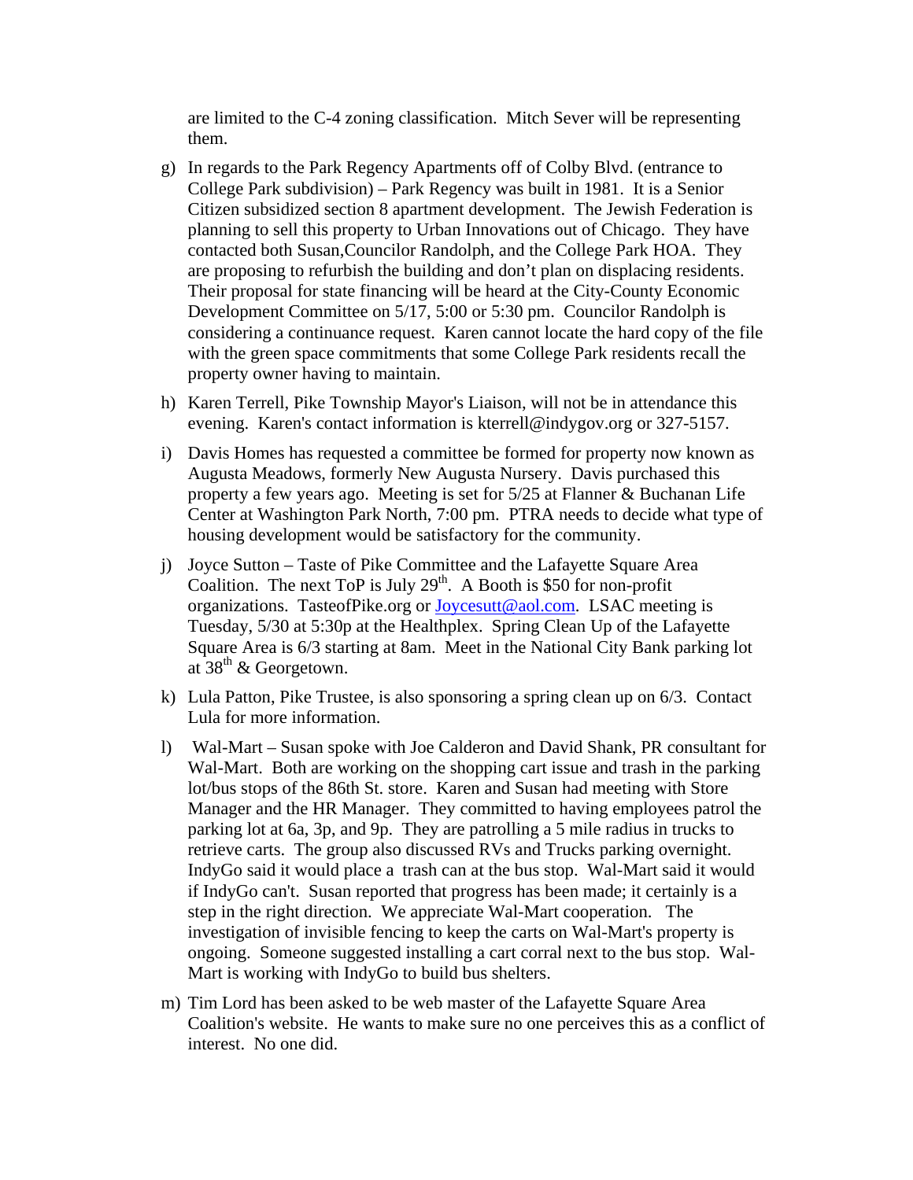are limited to the C-4 zoning classification. Mitch Sever will be representing them.

g) In regards to the Park Regency Apartments off of Colby Blvd. (entrance to College Park subdivision) – Park Regency was built in 1981. It is a Senior Citizen subsidized section 8 apartment development. The Jewish Federation is planning to sell this property to Urban Innovations out of Chicago. They have contacted both Susan,Councilor Randolph, and the College Park HOA. They are proposing to refurbish the building and don't plan on displacing residents. Their proposal for state financing will be heard at the City-County Economic Development Committee on 5/17, 5:00 or 5:30 pm. Councilor Randolph is considering a continuance request. Karen cannot locate the hard copy of the file with the green space commitments that some College Park residents recall the property owner having to maintain.

h) Karen Terrell, Pike Township Mayor's Liaison, will not be in attendance this evening. Karen's contact information is kterrell@indygov.org or 327-5157.

i) Davis Homes has requested a committee be formed for property now known as Augusta Meadows, formerly New Augusta Nursery. Davis purchased this property a few years ago. Meeting is set for 5/25 at Flanner & Buchanan Life Center at Washington Park North, 7:00 pm. PTRA needs to decide what type of housing development would be satisfactory for the community.

j) Joyce Sutton – Taste of Pike Committee and the Lafayette Square Area Coalition. The next ToP is July 29th. A Booth is $50 for non-profit organizations. TasteofPike.org or Joycesutt@aol.com. LSAC meeting is Tuesday, 5/30 at 5:30p at the Healthplex. Spring Clean Up of the Lafayette Square Area is 6/3 starting at 8am. Meet in the National City Bank parking lot at 38th & Georgetown.

k) Lula Patton, Pike Trustee, is also sponsoring a spring clean up on 6/3. Contact Lula for more information.

l) Wal-Mart – Susan spoke with Joe Calderon and David Shank, PR consultant for Wal-Mart. Both are working on the shopping cart issue and trash in the parking lot/bus stops of the 86th St. store. Karen and Susan had meeting with Store Manager and the HR Manager. They committed to having employees patrol the parking lot at 6a, 3p, and 9p. They are patrolling a 5 mile radius in trucks to retrieve carts. The group also discussed RVs and Trucks parking overnight. IndyGo said it would place a trash can at the bus stop. Wal-Mart said it would if IndyGo can't. Susan reported that progress has been made; it certainly is a step in the right direction. We appreciate Wal-Mart cooperation. The investigation of invisible fencing to keep the carts on Wal-Mart's property is ongoing. Someone suggested installing a cart corral next to the bus stop. Wal-Mart is working with IndyGo to build bus shelters.

m) Tim Lord has been asked to be web master of the Lafayette Square Area Coalition's website. He wants to make sure no one perceives this as a conflict of interest. No one did.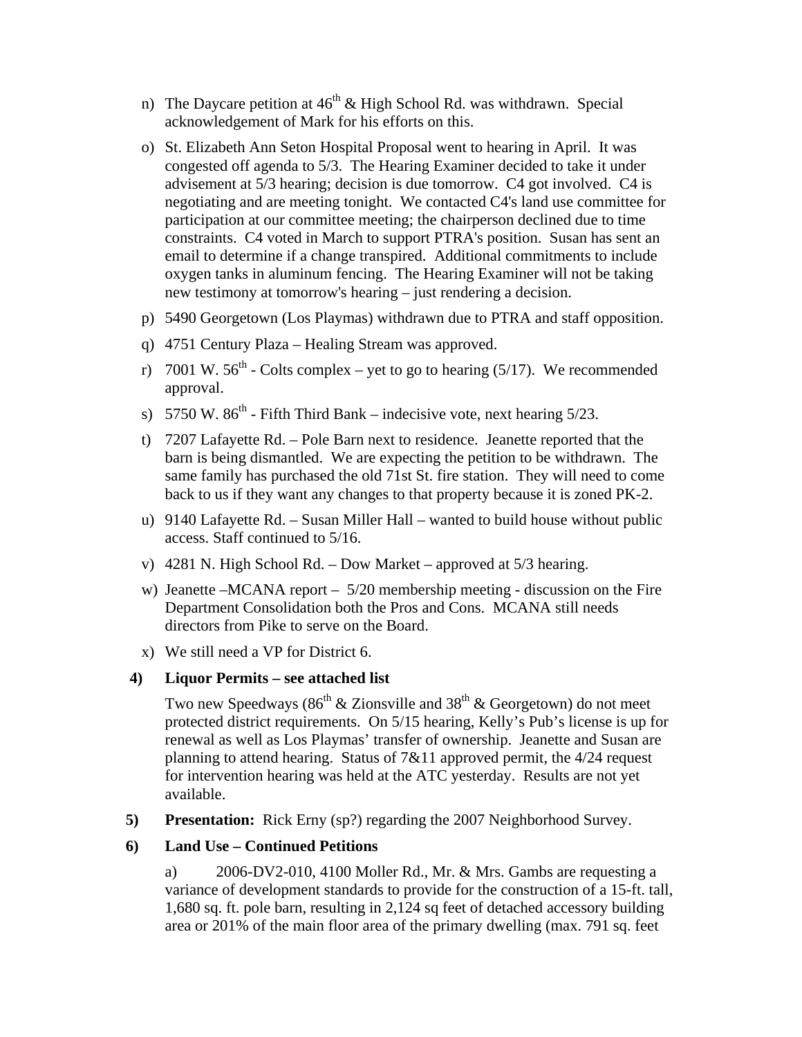n) The Daycare petition at 46th & High School Rd. was withdrawn. Special acknowledgement of Mark for his efforts on this.

o) St. Elizabeth Ann Seton Hospital Proposal went to hearing in April. It was congested off agenda to 5/3. The Hearing Examiner decided to take it under advisement at 5/3 hearing; decision is due tomorrow. C4 got involved. C4 is negotiating and are meeting tonight. We contacted C4's land use committee for participation at our committee meeting; the chairperson declined due to time constraints. C4 voted in March to support PTRA's position. Susan has sent an email to determine if a change transpired. Additional commitments to include oxygen tanks in aluminum fencing. The Hearing Examiner will not be taking new testimony at tomorrow's hearing – just rendering a decision.

p) 5490 Georgetown (Los Playmas) withdrawn due to PTRA and staff opposition.

q) 4751 Century Plaza – Healing Stream was approved.

r) 7001 W. 56th - Colts complex – yet to go to hearing (5/17). We recommended approval.

s) 5750 W. 86th - Fifth Third Bank – indecisive vote, next hearing 5/23.

t) 7207 Lafayette Rd. – Pole Barn next to residence. Jeanette reported that the barn is being dismantled. We are expecting the petition to be withdrawn. The same family has purchased the old 71st St. fire station. They will need to come back to us if they want any changes to that property because it is zoned PK-2.

u) 9140 Lafayette Rd. – Susan Miller Hall – wanted to build house without public access. Staff continued to 5/16.

v) 4281 N. High School Rd. – Dow Market – approved at 5/3 hearing.

w) Jeanette –MCANA report – 5/20 membership meeting - discussion on the Fire Department Consolidation both the Pros and Cons. MCANA still needs directors from Pike to serve on the Board.

x) We still need a VP for District 6.

**4) Liquor Permits – see attached list**

Two new Speedways (86th & Zionsville and 38th & Georgetown) do not meet protected district requirements. On 5/15 hearing, Kelly's Pub's license is up for renewal as well as Los Playmas' transfer of ownership. Jeanette and Susan are planning to attend hearing. Status of 7&11 approved permit, the 4/24 request for intervention hearing was held at the ATC yesterday. Results are not yet available.

**5) Presentation:** Rick Erny (sp?) regarding the 2007 Neighborhood Survey.

**6) Land Use – Continued Petitions**

a) 2006-DV2-010, 4100 Moller Rd., Mr. & Mrs. Gambs are requesting a variance of development standards to provide for the construction of a 15-ft. tall, 1,680 sq. ft. pole barn, resulting in 2,124 sq feet of detached accessory building area or 201% of the main floor area of the primary dwelling (max. 791 sq. feet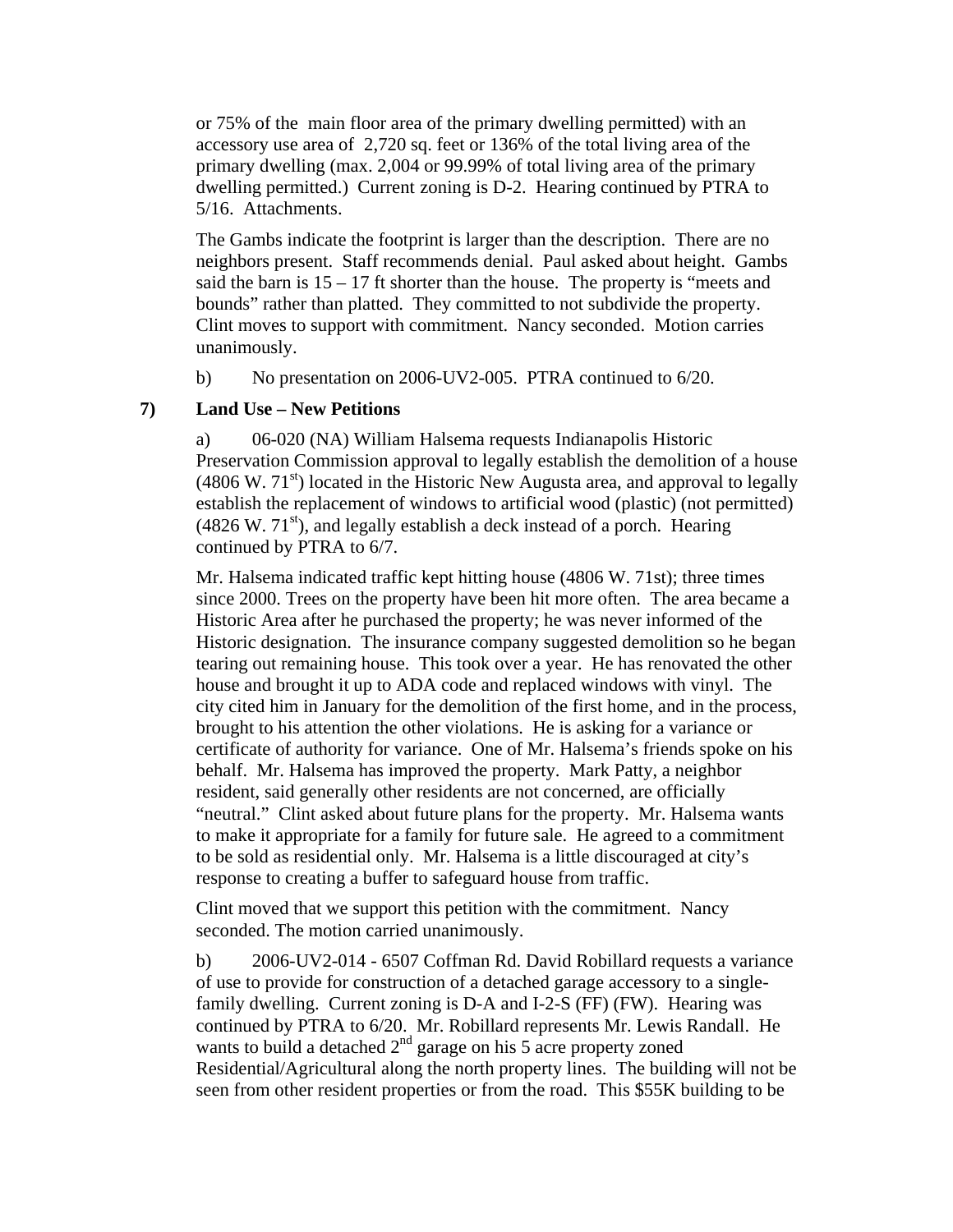or 75% of the main floor area of the primary dwelling permitted) with an accessory use area of 2,720 sq. feet or 136% of the total living area of the primary dwelling (max. 2,004 or 99.99% of total living area of the primary dwelling permitted.) Current zoning is D-2. Hearing continued by PTRA to 5/16. Attachments.

The Gambs indicate the footprint is larger than the description. There are no neighbors present. Staff recommends denial. Paul asked about height. Gambs said the barn is 15 – 17 ft shorter than the house. The property is "meets and bounds" rather than platted. They committed to not subdivide the property. Clint moves to support with commitment. Nancy seconded. Motion carries unanimously.

b) No presentation on 2006-UV2-005. PTRA continued to 6/20.

**7) Land Use – New Petitions**

a) 06-020 (NA) William Halsema requests Indianapolis Historic Preservation Commission approval to legally establish the demolition of a house (4806 W. 71st) located in the Historic New Augusta area, and approval to legally establish the replacement of windows to artificial wood (plastic) (not permitted) (4826 W. 71st), and legally establish a deck instead of a porch. Hearing continued by PTRA to 6/7.

Mr. Halsema indicated traffic kept hitting house (4806 W. 71st); three times since 2000. Trees on the property have been hit more often. The area became a Historic Area after he purchased the property; he was never informed of the Historic designation. The insurance company suggested demolition so he began tearing out remaining house. This took over a year. He has renovated the other house and brought it up to ADA code and replaced windows with vinyl. The city cited him in January for the demolition of the first home, and in the process, brought to his attention the other violations. He is asking for a variance or certificate of authority for variance. One of Mr. Halsema's friends spoke on his behalf. Mr. Halsema has improved the property. Mark Patty, a neighbor resident, said generally other residents are not concerned, are officially "neutral." Clint asked about future plans for the property. Mr. Halsema wants to make it appropriate for a family for future sale. He agreed to a commitment to be sold as residential only. Mr. Halsema is a little discouraged at city's response to creating a buffer to safeguard house from traffic.

Clint moved that we support this petition with the commitment. Nancy seconded. The motion carried unanimously.

b) 2006-UV2-014 - 6507 Coffman Rd. David Robillard requests a variance of use to provide for construction of a detached garage accessory to a single-family dwelling. Current zoning is D-A and I-2-S (FF) (FW). Hearing was continued by PTRA to 6/20. Mr. Robillard represents Mr. Lewis Randall. He wants to build a detached 2nd garage on his 5 acre property zoned Residential/Agricultural along the north property lines. The building will not be seen from other resident properties or from the road. This $55K building to be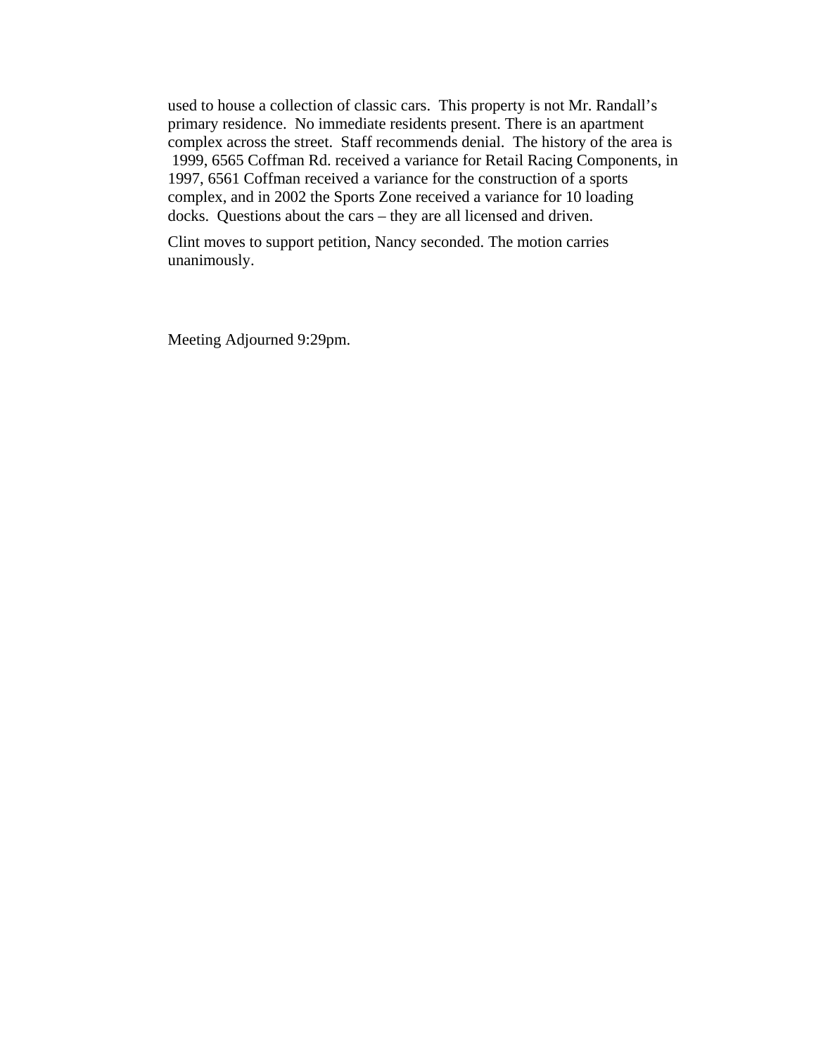used to house a collection of classic cars. This property is not Mr. Randall's primary residence. No immediate residents present. There is an apartment complex across the street. Staff recommends denial. The history of the area is 1999, 6565 Coffman Rd. received a variance for Retail Racing Components, in 1997, 6561 Coffman received a variance for the construction of a sports complex, and in 2002 the Sports Zone received a variance for 10 loading docks. Questions about the cars – they are all licensed and driven.

Clint moves to support petition, Nancy seconded. The motion carries unanimously.

Meeting Adjourned 9:29pm.